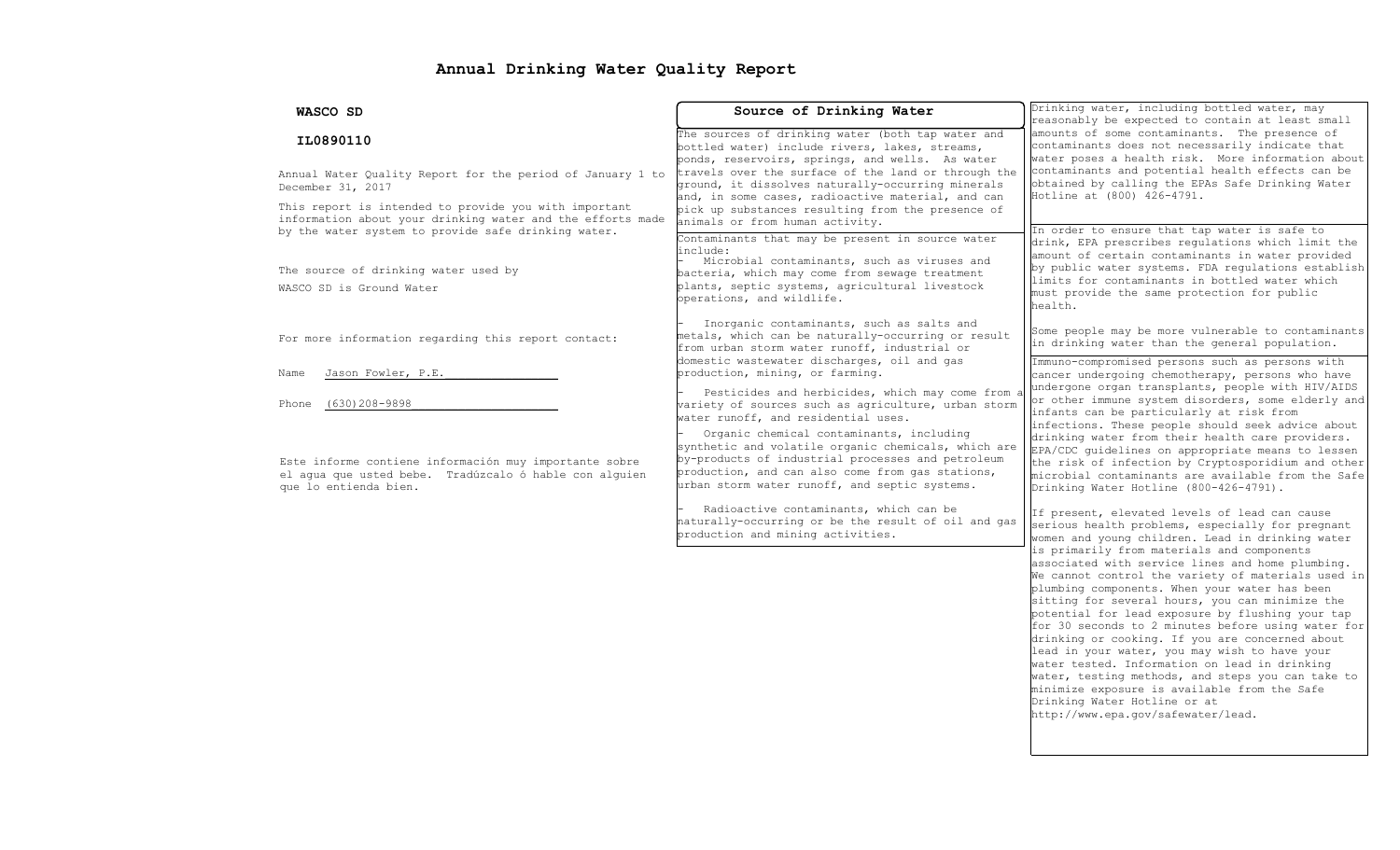# Annual Drinking Water Quality Report

**WASCO SD**

**IL0890110**

Annual Water Quality Report for the period of January 1 to December 31, 2017

This report is intended to provide you with important information about your drinking water and the efforts made by the water system to provide safe drinking water.

The source of drinking water used by WASCO SD is Ground Water

For more information regarding this report contact:

Name Jason Fowler, P.E.

Phone (630)208-9898

Este informe contiene información muy importante sobre el agua que usted bebe. Tradúzcalo ó hable con alguien que lo entienda bien.

## Source of Drinking Water

The sources of drinking water (both tap water and bottled water) include rivers, lakes, streams, ponds, reservoirs, springs, and wells. As water travels over the surface of the land or through the ground, it dissolves naturally-occurring minerals and, in some cases, radioactive material, and can pick up substances resulting from the presence of animals or from human activity.

Contaminants that may be present in source water include:

- Microbial contaminants, such as viruses and bacteria, which may come from sewage treatment plants, septic systems, agricultural livestock operations, and wildlife.
- Inorganic contaminants, such as salts and metals, which can be naturally-occurring or result from urban storm water runoff, industrial or domestic wastewater discharges, oil and gas production, mining, or farming.
- Pesticides and herbicides, which may come from a variety of sources such as agriculture, urban storm water runoff, and residential uses.
- Organic chemical contaminants, including synthetic and volatile organic chemicals, which are by-products of industrial processes and petroleum production, and can also come from gas stations, urban storm water runoff, and septic systems.
- Radioactive contaminants, which can be naturally-occurring or be the result of oil and gas production and mining activities.

Drinking water, including bottled water, may reasonably be expected to contain at least small amounts of some contaminants. The presence of contaminants does not necessarily indicate that water poses a health risk. More information about contaminants and potential health effects can be obtained by calling the EPAs Safe Drinking Water Hotline at (800) 426-4791.

In order to ensure that tap water is safe to drink, EPA prescribes regulations which limit the amount of certain contaminants in water provided by public water systems. FDA regulations establish limits for contaminants in bottled water which must provide the same protection for public health.

Some people may be more vulnerable to contaminants in drinking water than the general population.

Immuno-compromised persons such as persons with cancer undergoing chemotherapy, persons who have undergone organ transplants, people with HIV/AIDS or other immune system disorders, some elderly and infants can be particularly at risk from infections. These people should seek advice about drinking water from their health care providers. EPA/CDC guidelines on appropriate means to lessen the risk of infection by Cryptosporidium and other microbial contaminants are available from the Safe Drinking Water Hotline (800-426-4791).

If present, elevated levels of lead can cause serious health problems, especially for pregnant women and young children. Lead in drinking water is primarily from materials and components associated with service lines and home plumbing. We cannot control the variety of materials used in plumbing components. When your water has been sitting for several hours, you can minimize the potential for lead exposure by flushing your tap for 30 seconds to 2 minutes before using water for drinking or cooking. If you are concerned about lead in your water, you may wish to have your water tested. Information on lead in drinking water, testing methods, and steps you can take to minimize exposure is available from the Safe Drinking Water Hotline or at http://www.epa.gov/safewater/lead.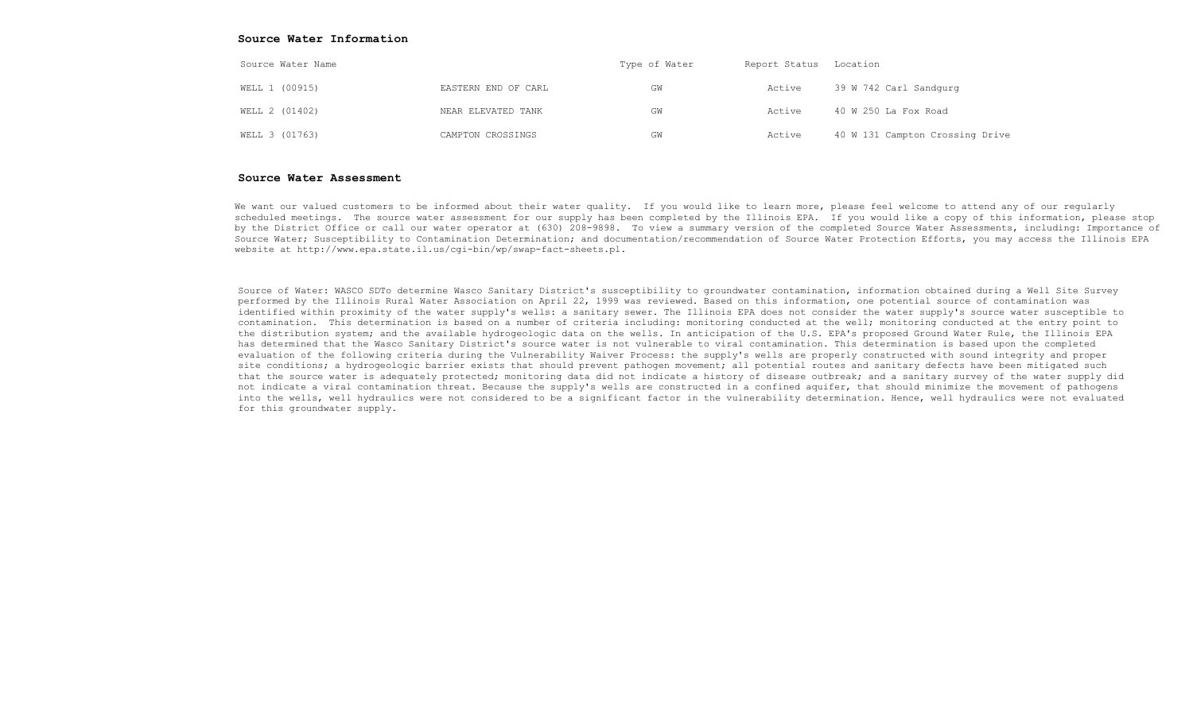## Source Water Information

| Source Water Name | | Type of Water | Report Status | Location |
|---|---|---|---|---|
| WELL 1 (00915) | EASTERN END OF CARL | GW | Active | 39 W 742 Carl Sandgurg |
| WELL 2 (01402) | NEAR ELEVATED TANK | GW | Active | 40 W 250 La Fox Road |
| WELL 3 (01763) | CAMPTON CROSSINGS | GW | Active | 40 W 131 Campton Crossing Drive |

## Source Water Assessment

We want our valued customers to be informed about their water quality. If you would like to learn more, please feel welcome to attend any of our regularly scheduled meetings. The source water assessment for our supply has been completed by the Illinois EPA. If you would like a copy of this information, please stop by the District Office or call our water operator at (630) 208-9898. To view a summary version of the completed Source Water Assessments, including: Importance of Source Water; Susceptibility to Contamination Determination; and documentation/recommendation of Source Water Protection Efforts, you may access the Illinois EPA website at http://www.epa.state.il.us/cgi-bin/wp/swap-fact-sheets.pl.

Source of Water: WASCO SDTo determine Wasco Sanitary District's susceptibility to groundwater contamination, information obtained during a Well Site Survey performed by the Illinois Rural Water Association on April 22, 1999 was reviewed. Based on this information, one potential source of contamination was identified within proximity of the water supply's wells: a sanitary sewer. The Illinois EPA does not consider the water supply's source water susceptible to contamination. This determination is based on a number of criteria including: monitoring conducted at the well; monitoring conducted at the entry point to the distribution system; and the available hydrogeologic data on the wells. In anticipation of the U.S. EPA's proposed Ground Water Rule, the Illinois EPA has determined that the Wasco Sanitary District's source water is not vulnerable to viral contamination. This determination is based upon the completed evaluation of the following criteria during the Vulnerability Waiver Process: the supply's wells are properly constructed with sound integrity and proper site conditions; a hydrogeologic barrier exists that should prevent pathogen movement; all potential routes and sanitary defects have been mitigated such that the source water is adequately protected; monitoring data did not indicate a history of disease outbreak; and a sanitary survey of the water supply did not indicate a viral contamination threat. Because the supply's wells are constructed in a confined aquifer, that should minimize the movement of pathogens into the wells, well hydraulics were not considered to be a significant factor in the vulnerability determination. Hence, well hydraulics were not evaluated for this groundwater supply.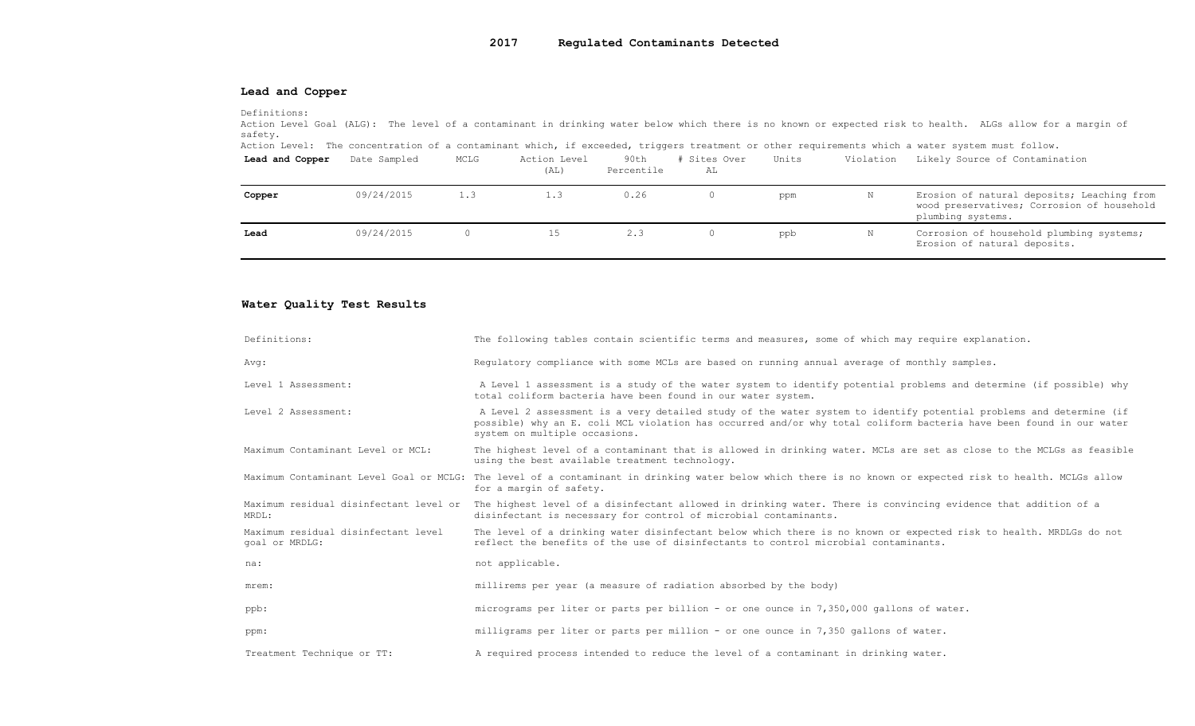# 2017 Regulated Contaminants Detected

## Lead and Copper

Definitions:
Action Level Goal (ALG): The level of a contaminant in drinking water below which there is no known or expected risk to health. ALGs allow for a margin of safety.
Action Level: The concentration of a contaminant which, if exceeded, triggers treatment or other requirements which a water system must follow.

| Lead and Copper | Date Sampled | MCLG | Action Level (AL) | 90th Percentile | # Sites Over AL | Units | Violation | Likely Source of Contamination |
|---|---|---|---|---|---|---|---|---|
| **Copper** | 09/24/2015 | 1.3 | 1.3 | 0.26 | 0 | ppm | N | Erosion of natural deposits; Leaching from wood preservatives; Corrosion of household plumbing systems. |
| **Lead** | 09/24/2015 | 0 | 15 | 2.3 | 0 | ppb | N | Corrosion of household plumbing systems; Erosion of natural deposits. |

## Water Quality Test Results

| | |
|---|---|
| Definitions: | The following tables contain scientific terms and measures, some of which may require explanation. |
| Avg: | Regulatory compliance with some MCLs are based on running annual average of monthly samples. |
| Level 1 Assessment: | A Level 1 assessment is a study of the water system to identify potential problems and determine (if possible) why total coliform bacteria have been found in our water system. |
| Level 2 Assessment: | A Level 2 assessment is a very detailed study of the water system to identify potential problems and determine (if possible) why an E. coli MCL violation has occurred and/or why total coliform bacteria have been found in our water system on multiple occasions. |
| Maximum Contaminant Level or MCL: | The highest level of a contaminant that is allowed in drinking water. MCLs are set as close to the MCLGs as feasible using the best available treatment technology. |
| Maximum Contaminant Level Goal or MCLG: | The level of a contaminant in drinking water below which there is no known or expected risk to health. MCLGs allow for a margin of safety. |
| Maximum residual disinfectant level or MRDL: | The highest level of a disinfectant allowed in drinking water. There is convincing evidence that addition of a disinfectant is necessary for control of microbial contaminants. |
| Maximum residual disinfectant level goal or MRDLG: | The level of a drinking water disinfectant below which there is no known or expected risk to health. MRDLGs do not reflect the benefits of the use of disinfectants to control microbial contaminants. |
| na: | not applicable. |
| mrem: | millirems per year (a measure of radiation absorbed by the body) |
| ppb: | micrograms per liter or parts per billion - or one ounce in 7,350,000 gallons of water. |
| ppm: | milligrams per liter or parts per million - or one ounce in 7,350 gallons of water. |
| Treatment Technique or TT: | A required process intended to reduce the level of a contaminant in drinking water. |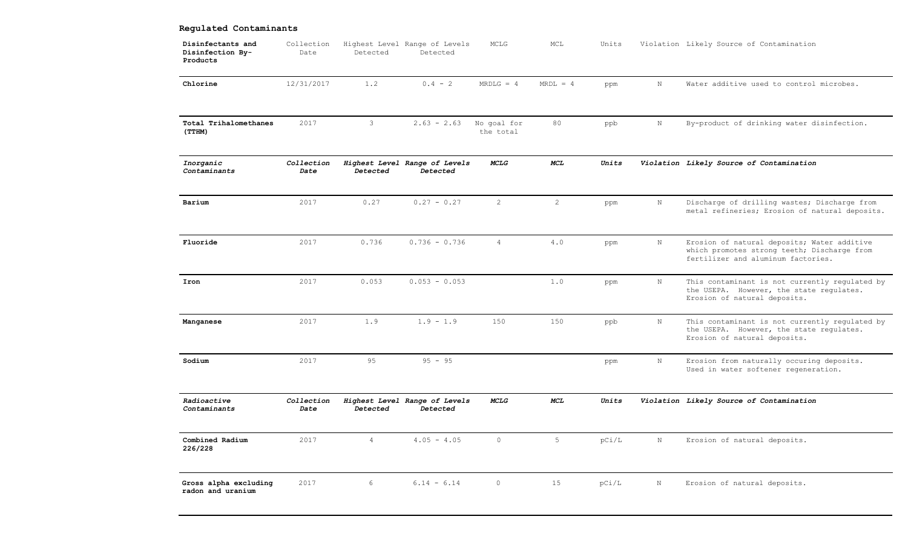## Regulated Contaminants

| Disinfectants and Disinfection By-Products | Collection Date | Highest Level Detected | Range of Levels Detected | MCLG | MCL | Units | Violation | Likely Source of Contamination |
|---|---|---|---|---|---|---|---|---|
| **Chlorine** | 12/31/2017 | 1.2 | 0.4 - 2 | MRDLG = 4 | MRDL = 4 | ppm | N | Water additive used to control microbes. |
| **Total Trihalomethanes (TTHM)** | 2017 | 3 | 2.63 - 2.63 | No goal for the total | 80 | ppb | N | By-product of drinking water disinfection. |
| ***Inorganic Contaminants*** | ***Collection Date*** | ***Highest Level Detected*** | ***Range of Levels Detected*** | ***MCLG*** | ***MCL*** | ***Units*** | ***Violation*** | ***Likely Source of Contamination*** |
| **Barium** | 2017 | 0.27 | 0.27 - 0.27 | 2 | 2 | ppm | N | Discharge of drilling wastes; Discharge from metal refineries; Erosion of natural deposits. |
| **Fluoride** | 2017 | 0.736 | 0.736 - 0.736 | 4 | 4.0 | ppm | N | Erosion of natural deposits; Water additive which promotes strong teeth; Discharge from fertilizer and aluminum factories. |
| **Iron** | 2017 | 0.053 | 0.053 - 0.053 | | 1.0 | ppm | N | This contaminant is not currently regulated by the USEPA. However, the state regulates. Erosion of natural deposits. |
| **Manganese** | 2017 | 1.9 | 1.9 - 1.9 | 150 | 150 | ppb | N | This contaminant is not currently regulated by the USEPA. However, the state regulates. Erosion of natural deposits. |
| **Sodium** | 2017 | 95 | 95 - 95 | | | ppm | N | Erosion from naturally occuring deposits. Used in water softener regeneration. |
| ***Radioactive Contaminants*** | ***Collection Date*** | ***Highest Level Detected*** | ***Range of Levels Detected*** | ***MCLG*** | ***MCL*** | ***Units*** | ***Violation*** | ***Likely Source of Contamination*** |
| **Combined Radium 226/228** | 2017 | 4 | 4.05 - 4.05 | 0 | 5 | pCi/L | N | Erosion of natural deposits. |
| **Gross alpha excluding radon and uranium** | 2017 | 6 | 6.14 - 6.14 | 0 | 15 | pCi/L | N | Erosion of natural deposits. |